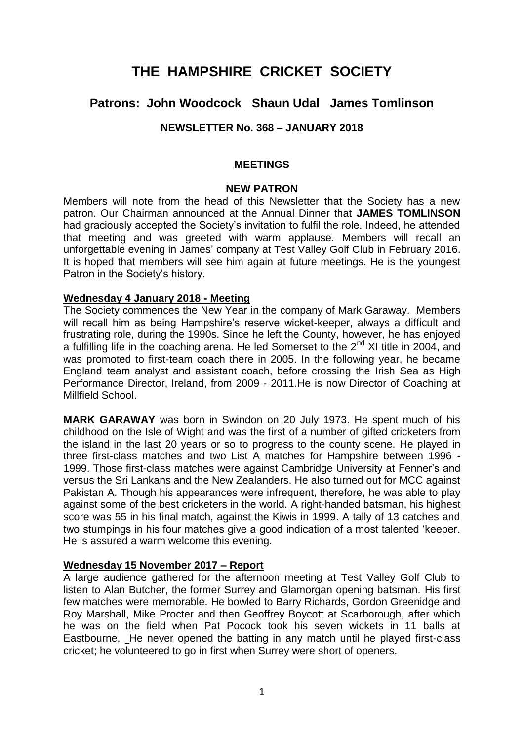# THE HAMPSHIRE CRICKET SOCIETY

## Patrons: John Woodcock Shaun Udal James Tomlinson

### NEWSLETTER No. 368 – JANUARY 2018

#### MEETINGS

#### NEW PATRON

Members will note from the head of this Newsletter that the Society has a new patron. Our Chairman announced at the Annual Dinner that **JAMES TOMLINSON** had graciously accepted the Society's invitation to fulfil the role. Indeed, he attended that meeting and was greeted with warm applause. Members will recall an unforgettable evening in James' company at Test Valley Golf Club in February 2016. It is hoped that members will see him again at future meetings. He is the youngest Patron in the Society's history.

**Wednesday 4 January 2018 - Meeting**

The Society commences the New Year in the company of Mark Garaway. Members will recall him as being Hampshire's reserve wicket-keeper, always a difficult and frustrating role, during the 1990s. Since he left the County, however, he has enjoyed a fulfilling life in the coaching arena. He led Somerset to the 2nd XI title in 2004, and was promoted to first-team coach there in 2005. In the following year, he became England team analyst and assistant coach, before crossing the Irish Sea as High Performance Director, Ireland, from 2009 - 2011.He is now Director of Coaching at Millfield School.

**MARK GARAWAY** was born in Swindon on 20 July 1973. He spent much of his childhood on the Isle of Wight and was the first of a number of gifted cricketers from the island in the last 20 years or so to progress to the county scene. He played in three first-class matches and two List A matches for Hampshire between 1996 - 1999. Those first-class matches were against Cambridge University at Fenner's and versus the Sri Lankans and the New Zealanders. He also turned out for MCC against Pakistan A. Though his appearances were infrequent, therefore, he was able to play against some of the best cricketers in the world. A right-handed batsman, his highest score was 55 in his final match, against the Kiwis in 1999. A tally of 13 catches and two stumpings in his four matches give a good indication of a most talented 'keeper. He is assured a warm welcome this evening.

**Wednesday 15 November 2017 – Report**

A large audience gathered for the afternoon meeting at Test Valley Golf Club to listen to Alan Butcher, the former Surrey and Glamorgan opening batsman. His first few matches were memorable. He bowled to Barry Richards, Gordon Greenidge and Roy Marshall, Mike Procter and then Geoffrey Boycott at Scarborough, after which he was on the field when Pat Pocock took his seven wickets in 11 balls at Eastbourne. He never opened the batting in any match until he played first-class cricket; he volunteered to go in first when Surrey were short of openers.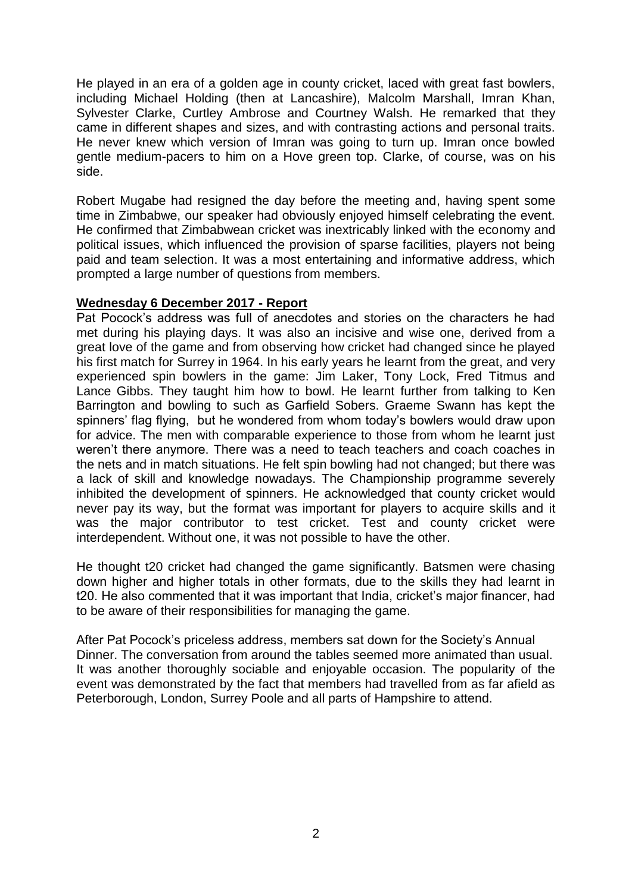He played in an era of a golden age in county cricket, laced with great fast bowlers, including Michael Holding (then at Lancashire), Malcolm Marshall, Imran Khan, Sylvester Clarke, Curtley Ambrose and Courtney Walsh. He remarked that they came in different shapes and sizes, and with contrasting actions and personal traits. He never knew which version of Imran was going to turn up. Imran once bowled gentle medium-pacers to him on a Hove green top. Clarke, of course, was on his side.

Robert Mugabe had resigned the day before the meeting and, having spent some time in Zimbabwe, our speaker had obviously enjoyed himself celebrating the event. He confirmed that Zimbabwean cricket was inextricably linked with the economy and political issues, which influenced the provision of sparse facilities, players not being paid and team selection. It was a most entertaining and informative address, which prompted a large number of questions from members.

**Wednesday 6 December 2017 - Report**

Pat Pocock's address was full of anecdotes and stories on the characters he had met during his playing days. It was also an incisive and wise one, derived from a great love of the game and from observing how cricket had changed since he played his first match for Surrey in 1964. In his early years he learnt from the great, and very experienced spin bowlers in the game: Jim Laker, Tony Lock, Fred Titmus and Lance Gibbs. They taught him how to bowl. He learnt further from talking to Ken Barrington and bowling to such as Garfield Sobers. Graeme Swann has kept the spinners' flag flying, but he wondered from whom today's bowlers would draw upon for advice. The men with comparable experience to those from whom he learnt just weren't there anymore. There was a need to teach teachers and coach coaches in the nets and in match situations. He felt spin bowling had not changed; but there was a lack of skill and knowledge nowadays. The Championship programme severely inhibited the development of spinners. He acknowledged that county cricket would never pay its way, but the format was important for players to acquire skills and it was the major contributor to test cricket. Test and county cricket were interdependent. Without one, it was not possible to have the other.

He thought t20 cricket had changed the game significantly. Batsmen were chasing down higher and higher totals in other formats, due to the skills they had learnt in t20. He also commented that it was important that India, cricket's major financer, had to be aware of their responsibilities for managing the game.

After Pat Pocock's priceless address, members sat down for the Society's Annual Dinner. The conversation from around the tables seemed more animated than usual. It was another thoroughly sociable and enjoyable occasion. The popularity of the event was demonstrated by the fact that members had travelled from as far afield as Peterborough, London, Surrey Poole and all parts of Hampshire to attend.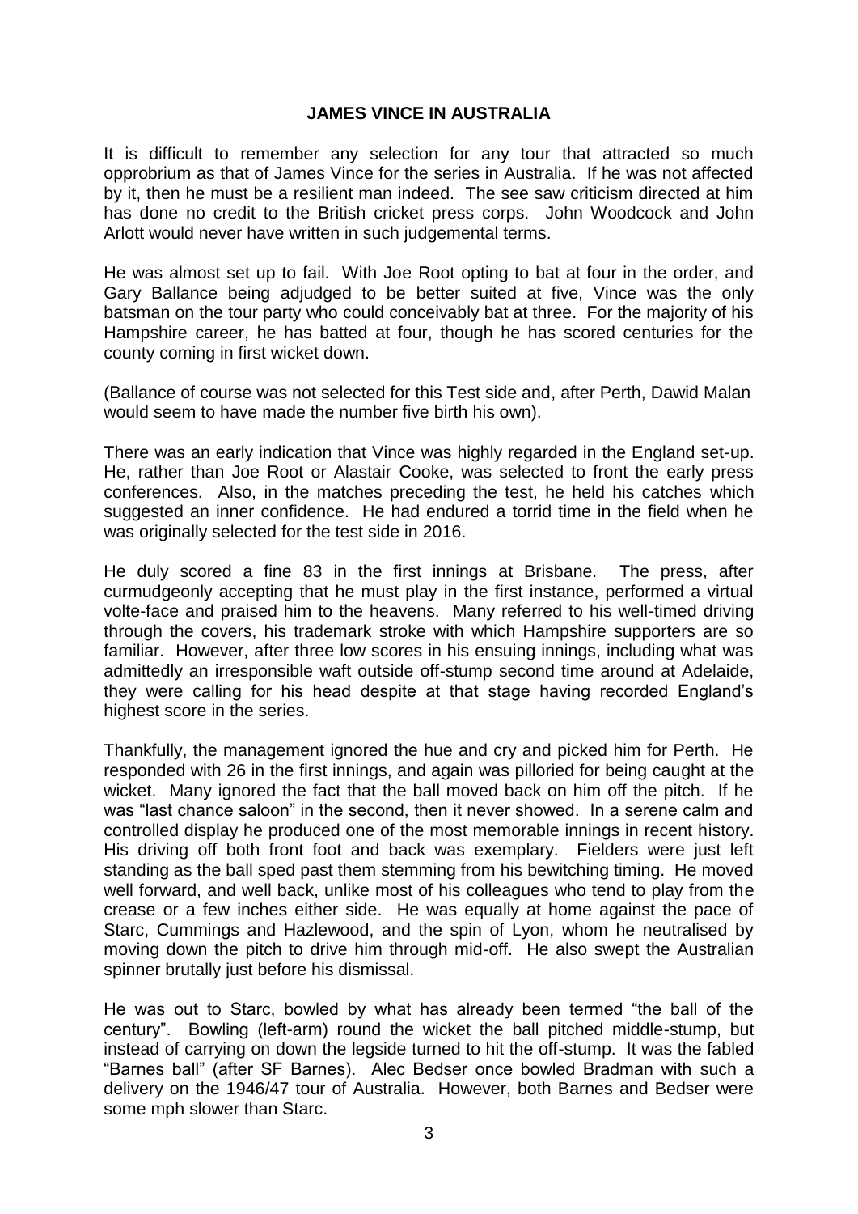**JAMES VINCE IN AUSTRALIA**

It is difficult to remember any selection for any tour that attracted so much opprobrium as that of James Vince for the series in Australia. If he was not affected by it, then he must be a resilient man indeed. The see saw criticism directed at him has done no credit to the British cricket press corps. John Woodcock and John Arlott would never have written in such judgemental terms.

He was almost set up to fail. With Joe Root opting to bat at four in the order, and Gary Ballance being adjudged to be better suited at five, Vince was the only batsman on the tour party who could conceivably bat at three. For the majority of his Hampshire career, he has batted at four, though he has scored centuries for the county coming in first wicket down.

(Ballance of course was not selected for this Test side and, after Perth, Dawid Malan would seem to have made the number five birth his own).

There was an early indication that Vince was highly regarded in the England set-up. He, rather than Joe Root or Alastair Cooke, was selected to front the early press conferences. Also, in the matches preceding the test, he held his catches which suggested an inner confidence. He had endured a torrid time in the field when he was originally selected for the test side in 2016.

He duly scored a fine 83 in the first innings at Brisbane. The press, after curmudgeonly accepting that he must play in the first instance, performed a virtual volte-face and praised him to the heavens. Many referred to his well-timed driving through the covers, his trademark stroke with which Hampshire supporters are so familiar. However, after three low scores in his ensuing innings, including what was admittedly an irresponsible waft outside off-stump second time around at Adelaide, they were calling for his head despite at that stage having recorded England's highest score in the series.

Thankfully, the management ignored the hue and cry and picked him for Perth. He responded with 26 in the first innings, and again was pilloried for being caught at the wicket. Many ignored the fact that the ball moved back on him off the pitch. If he was "last chance saloon" in the second, then it never showed. In a serene calm and controlled display he produced one of the most memorable innings in recent history. His driving off both front foot and back was exemplary. Fielders were just left standing as the ball sped past them stemming from his bewitching timing. He moved well forward, and well back, unlike most of his colleagues who tend to play from the crease or a few inches either side. He was equally at home against the pace of Starc, Cummings and Hazlewood, and the spin of Lyon, whom he neutralised by moving down the pitch to drive him through mid-off. He also swept the Australian spinner brutally just before his dismissal.

He was out to Starc, bowled by what has already been termed "the ball of the century". Bowling (left-arm) round the wicket the ball pitched middle-stump, but instead of carrying on down the legside turned to hit the off-stump. It was the fabled "Barnes ball" (after SF Barnes). Alec Bedser once bowled Bradman with such a delivery on the 1946/47 tour of Australia. However, both Barnes and Bedser were some mph slower than Starc.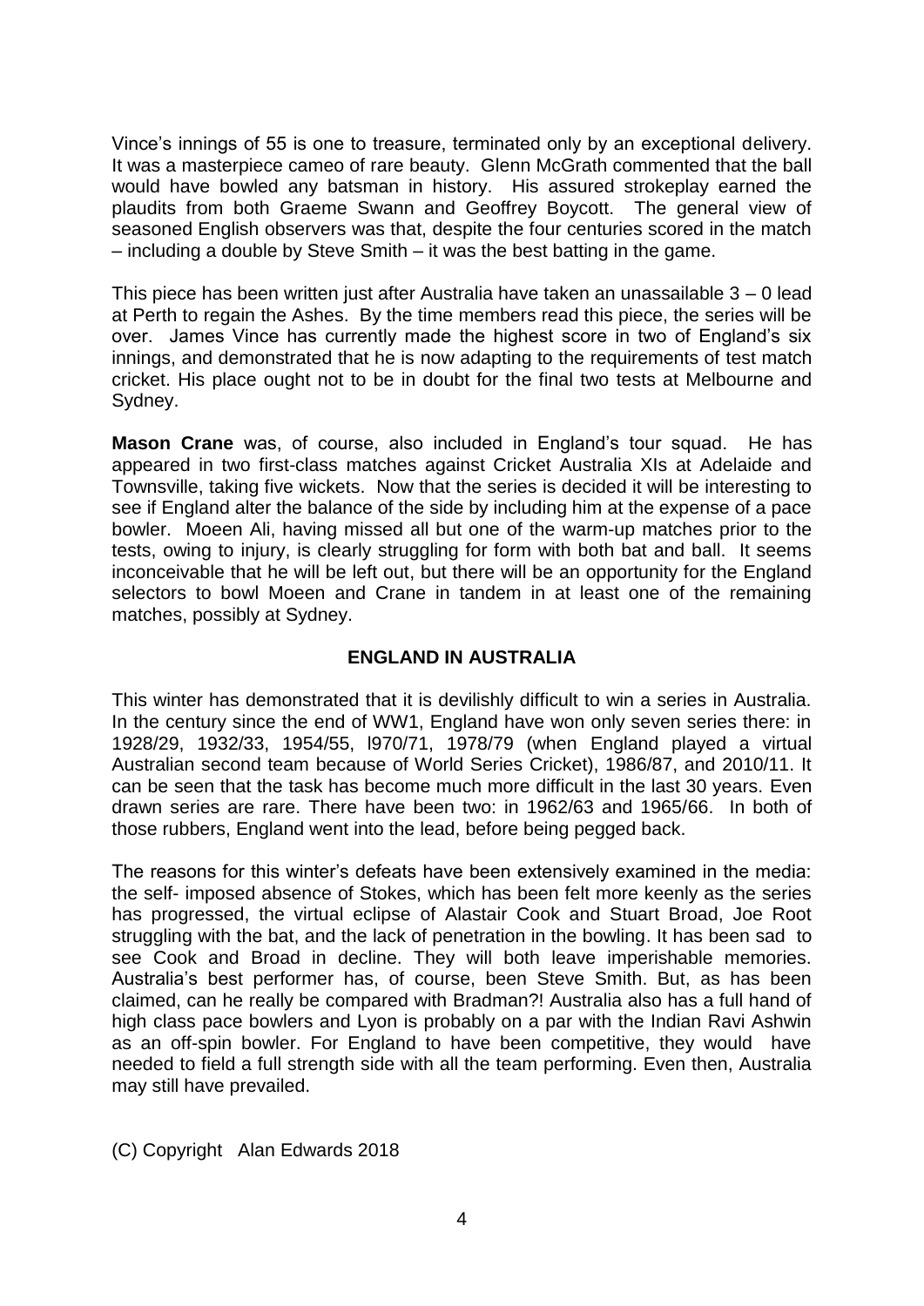Vince's innings of 55 is one to treasure, terminated only by an exceptional delivery. It was a masterpiece cameo of rare beauty. Glenn McGrath commented that the ball would have bowled any batsman in history. His assured strokeplay earned the plaudits from both Graeme Swann and Geoffrey Boycott. The general view of seasoned English observers was that, despite the four centuries scored in the match – including a double by Steve Smith – it was the best batting in the game.

This piece has been written just after Australia have taken an unassailable 3 – 0 lead at Perth to regain the Ashes. By the time members read this piece, the series will be over. James Vince has currently made the highest score in two of England's six innings, and demonstrated that he is now adapting to the requirements of test match cricket. His place ought not to be in doubt for the final two tests at Melbourne and Sydney.

**Mason Crane** was, of course, also included in England's tour squad. He has appeared in two first-class matches against Cricket Australia XIs at Adelaide and Townsville, taking five wickets. Now that the series is decided it will be interesting to see if England alter the balance of the side by including him at the expense of a pace bowler. Moeen Ali, having missed all but one of the warm-up matches prior to the tests, owing to injury, is clearly struggling for form with both bat and ball. It seems inconceivable that he will be left out, but there will be an opportunity for the England selectors to bowl Moeen and Crane in tandem in at least one of the remaining matches, possibly at Sydney.

## ENGLAND IN AUSTRALIA

This winter has demonstrated that it is devilishly difficult to win a series in Australia. In the century since the end of WW1, England have won only seven series there: in 1928/29, 1932/33, 1954/55, l970/71, 1978/79 (when England played a virtual Australian second team because of World Series Cricket), 1986/87, and 2010/11. It can be seen that the task has become much more difficult in the last 30 years. Even drawn series are rare. There have been two: in 1962/63 and 1965/66. In both of those rubbers, England went into the lead, before being pegged back.

The reasons for this winter's defeats have been extensively examined in the media: the self- imposed absence of Stokes, which has been felt more keenly as the series has progressed, the virtual eclipse of Alastair Cook and Stuart Broad, Joe Root struggling with the bat, and the lack of penetration in the bowling. It has been sad to see Cook and Broad in decline. They will both leave imperishable memories. Australia's best performer has, of course, been Steve Smith. But, as has been claimed, can he really be compared with Bradman?! Australia also has a full hand of high class pace bowlers and Lyon is probably on a par with the Indian Ravi Ashwin as an off-spin bowler. For England to have been competitive, they would have needed to field a full strength side with all the team performing. Even then, Australia may still have prevailed.

(C) Copyright Alan Edwards 2018